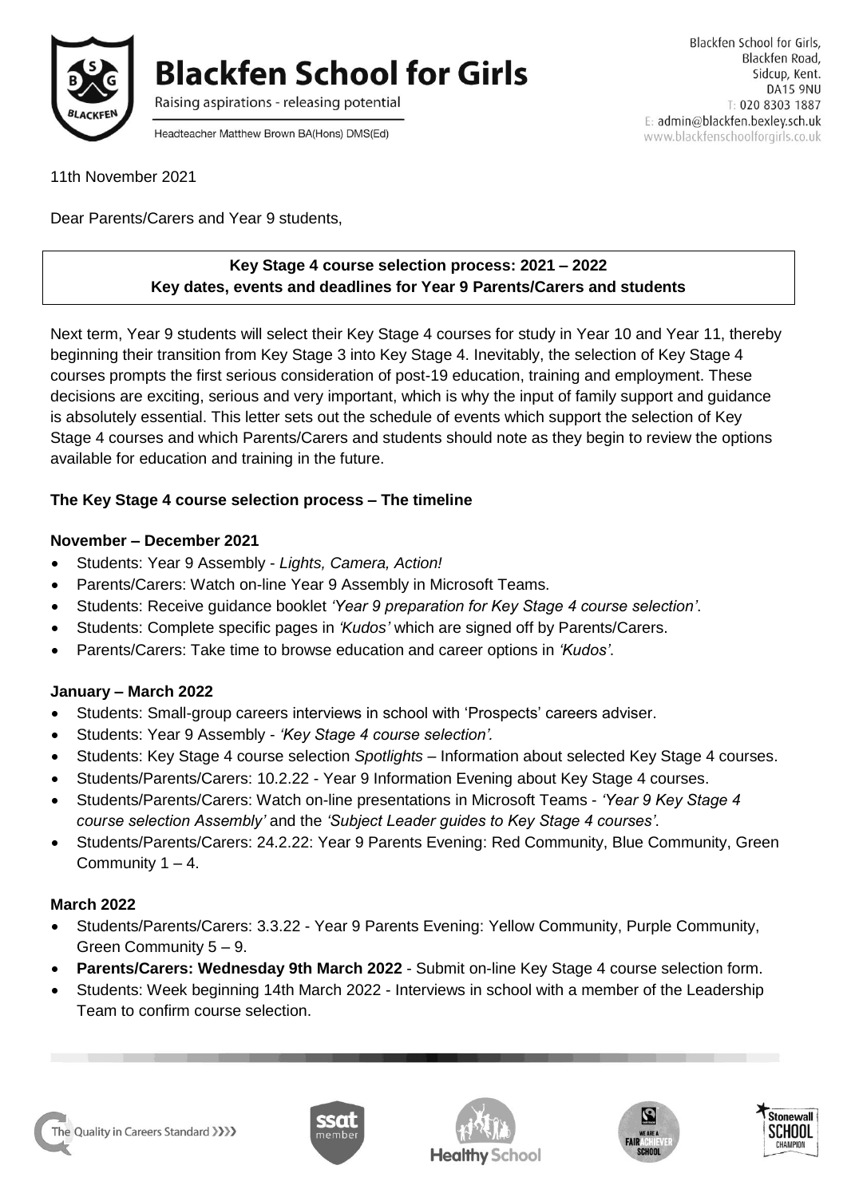# Blackfen School for Girls

Raising aspirations - releasing potential

Headteacher Matthew Brown BA(Hons) DMS(Ed)

Blackfen School for Girls,
Blackfen Road,
Sidcup, Kent.
DA15 9NU
T: 020 8303 1887
E: admin@blackfen.bexley.sch.uk
www.blackfenschoolforgirls.co.uk

11th November 2021

Dear Parents/Carers and Year 9 students,

**Key Stage 4 course selection process: 2021 – 2022**
**Key dates, events and deadlines for Year 9 Parents/Carers and students**

Next term, Year 9 students will select their Key Stage 4 courses for study in Year 10 and Year 11, thereby beginning their transition from Key Stage 3 into Key Stage 4. Inevitably, the selection of Key Stage 4 courses prompts the first serious consideration of post-19 education, training and employment. These decisions are exciting, serious and very important, which is why the input of family support and guidance is absolutely essential. This letter sets out the schedule of events which support the selection of Key Stage 4 courses and which Parents/Carers and students should note as they begin to review the options available for education and training in the future.

**The Key Stage 4 course selection process – The timeline**

**November – December 2021**

- Students: Year 9 Assembly - *Lights, Camera, Action!*
- Parents/Carers: Watch on-line Year 9 Assembly in Microsoft Teams.
- Students: Receive guidance booklet *'Year 9 preparation for Key Stage 4 course selection'*.
- Students: Complete specific pages in *'Kudos'* which are signed off by Parents/Carers.
- Parents/Carers: Take time to browse education and career options in *'Kudos'*.

**January – March 2022**

- Students: Small-group careers interviews in school with 'Prospects' careers adviser.
- Students: Year 9 Assembly - *'Key Stage 4 course selection'*.
- Students: Key Stage 4 course selection *Spotlights* – Information about selected Key Stage 4 courses.
- Students/Parents/Carers: 10.2.22 - Year 9 Information Evening about Key Stage 4 courses.
- Students/Parents/Carers: Watch on-line presentations in Microsoft Teams - *'Year 9 Key Stage 4 course selection Assembly'* and the *'Subject Leader guides to Key Stage 4 courses'*.
- Students/Parents/Carers: 24.2.22: Year 9 Parents Evening: Red Community, Blue Community, Green Community 1 – 4.

**March 2022**

- Students/Parents/Carers: 3.3.22 - Year 9 Parents Evening: Yellow Community, Purple Community, Green Community 5 – 9.
- **Parents/Carers: Wednesday 9th March 2022** - Submit on-line Key Stage 4 course selection form.
- Students: Week beginning 14th March 2022 - Interviews in school with a member of the Leadership Team to confirm course selection.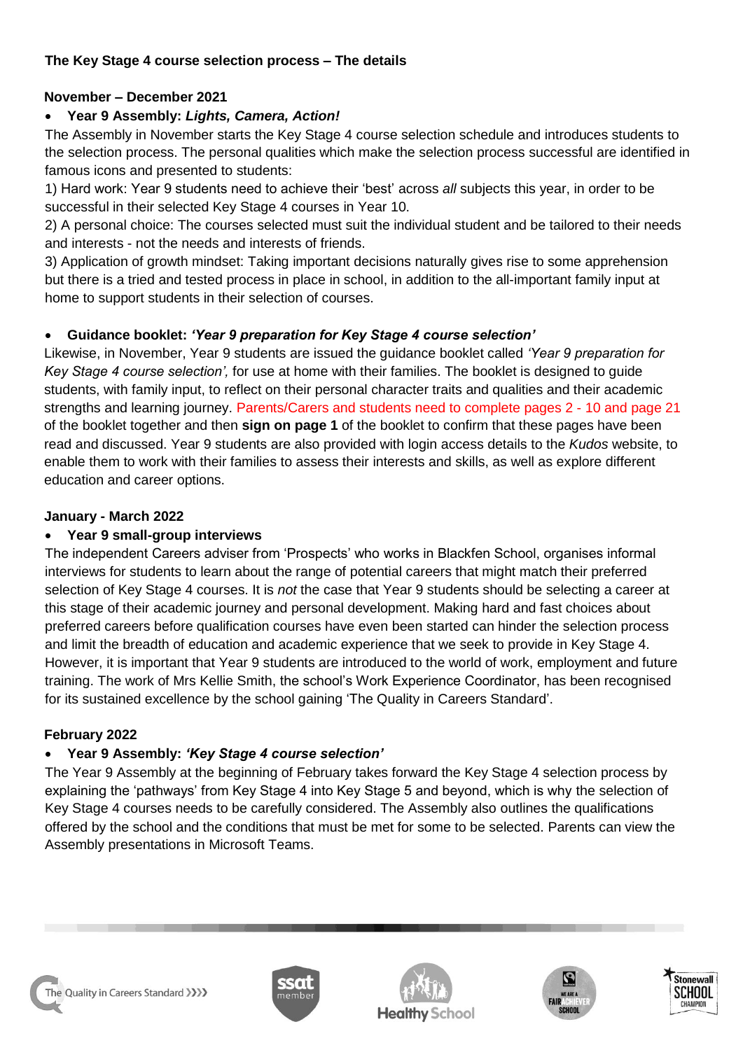**The Key Stage 4 course selection process – The details**

**November – December 2021**

- **Year 9 Assembly: *Lights, Camera, Action!***

The Assembly in November starts the Key Stage 4 course selection schedule and introduces students to the selection process. The personal qualities which make the selection process successful are identified in famous icons and presented to students:

1) Hard work: Year 9 students need to achieve their 'best' across *all* subjects this year, in order to be successful in their selected Key Stage 4 courses in Year 10.

2) A personal choice: The courses selected must suit the individual student and be tailored to their needs and interests - not the needs and interests of friends.

3) Application of growth mindset: Taking important decisions naturally gives rise to some apprehension but there is a tried and tested process in place in school, in addition to the all-important family input at home to support students in their selection of courses.

- **Guidance booklet: *'Year 9 preparation for Key Stage 4 course selection'***

Likewise, in November, Year 9 students are issued the guidance booklet called *'Year 9 preparation for Key Stage 4 course selection',* for use at home with their families. The booklet is designed to guide students, with family input, to reflect on their personal character traits and qualities and their academic strengths and learning journey. Parents/Carers and students need to complete pages 2 - 10 and page 21 of the booklet together and then **sign on page 1** of the booklet to confirm that these pages have been read and discussed. Year 9 students are also provided with login access details to the *Kudos* website, to enable them to work with their families to assess their interests and skills, as well as explore different education and career options.

**January - March 2022**

- **Year 9 small-group interviews**

The independent Careers adviser from 'Prospects' who works in Blackfen School, organises informal interviews for students to learn about the range of potential careers that might match their preferred selection of Key Stage 4 courses. It is *not* the case that Year 9 students should be selecting a career at this stage of their academic journey and personal development. Making hard and fast choices about preferred careers before qualification courses have even been started can hinder the selection process and limit the breadth of education and academic experience that we seek to provide in Key Stage 4. However, it is important that Year 9 students are introduced to the world of work, employment and future training. The work of Mrs Kellie Smith, the school's Work Experience Coordinator, has been recognised for its sustained excellence by the school gaining 'The Quality in Careers Standard'.

**February 2022**

- **Year 9 Assembly: *'Key Stage 4 course selection'***

The Year 9 Assembly at the beginning of February takes forward the Key Stage 4 selection process by explaining the 'pathways' from Key Stage 4 into Key Stage 5 and beyond, which is why the selection of Key Stage 4 courses needs to be carefully considered. The Assembly also outlines the qualifications offered by the school and the conditions that must be met for some to be selected. Parents can view the Assembly presentations in Microsoft Teams.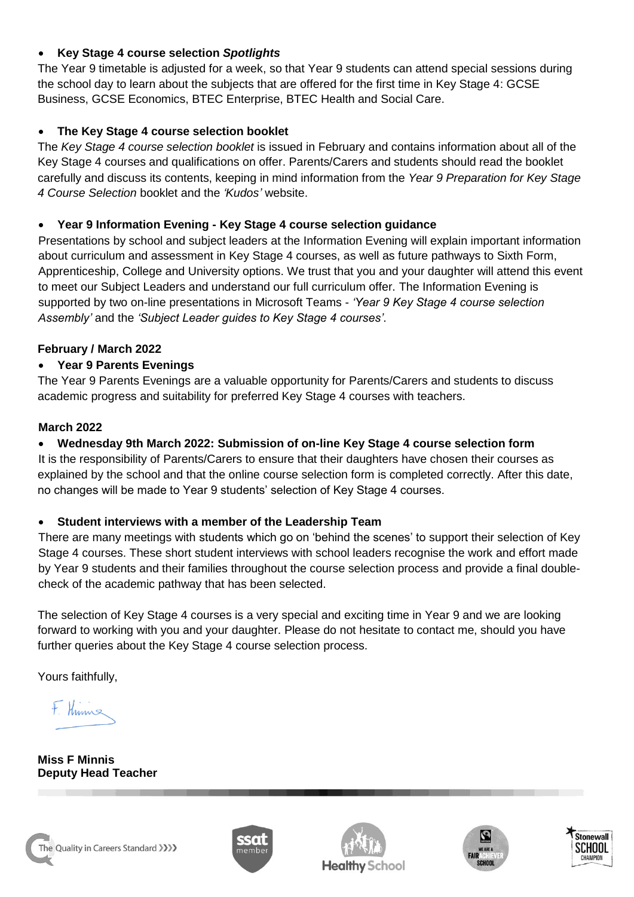- **Key Stage 4 course selection *Spotlights***

The Year 9 timetable is adjusted for a week, so that Year 9 students can attend special sessions during the school day to learn about the subjects that are offered for the first time in Key Stage 4: GCSE Business, GCSE Economics, BTEC Enterprise, BTEC Health and Social Care.

- **The Key Stage 4 course selection booklet**

The *Key Stage 4 course selection booklet* is issued in February and contains information about all of the Key Stage 4 courses and qualifications on offer. Parents/Carers and students should read the booklet carefully and discuss its contents, keeping in mind information from the *Year 9 Preparation for Key Stage 4 Course Selection* booklet and the *'Kudos'* website.

- **Year 9 Information Evening - Key Stage 4 course selection guidance**

Presentations by school and subject leaders at the Information Evening will explain important information about curriculum and assessment in Key Stage 4 courses, as well as future pathways to Sixth Form, Apprenticeship, College and University options. We trust that you and your daughter will attend this event to meet our Subject Leaders and understand our full curriculum offer. The Information Evening is supported by two on-line presentations in Microsoft Teams - *'Year 9 Key Stage 4 course selection Assembly'* and the *'Subject Leader guides to Key Stage 4 courses'*.

**February / March 2022**

- **Year 9 Parents Evenings**

The Year 9 Parents Evenings are a valuable opportunity for Parents/Carers and students to discuss academic progress and suitability for preferred Key Stage 4 courses with teachers.

**March 2022**

- **Wednesday 9th March 2022: Submission of on-line Key Stage 4 course selection form**

It is the responsibility of Parents/Carers to ensure that their daughters have chosen their courses as explained by the school and that the online course selection form is completed correctly. After this date, no changes will be made to Year 9 students' selection of Key Stage 4 courses.

- **Student interviews with a member of the Leadership Team**

There are many meetings with students which go on 'behind the scenes' to support their selection of Key Stage 4 courses. These short student interviews with school leaders recognise the work and effort made by Year 9 students and their families throughout the course selection process and provide a final double-check of the academic pathway that has been selected.

The selection of Key Stage 4 courses is a very special and exciting time in Year 9 and we are looking forward to working with you and your daughter. Please do not hesitate to contact me, should you have further queries about the Key Stage 4 course selection process.

Yours faithfully,

F. Minnis

**Miss F Minnis**
**Deputy Head Teacher**

The Quality in Careers Standard

ssat member

Healthy School

We are a Fair Achiever School

Stonewall School Champion